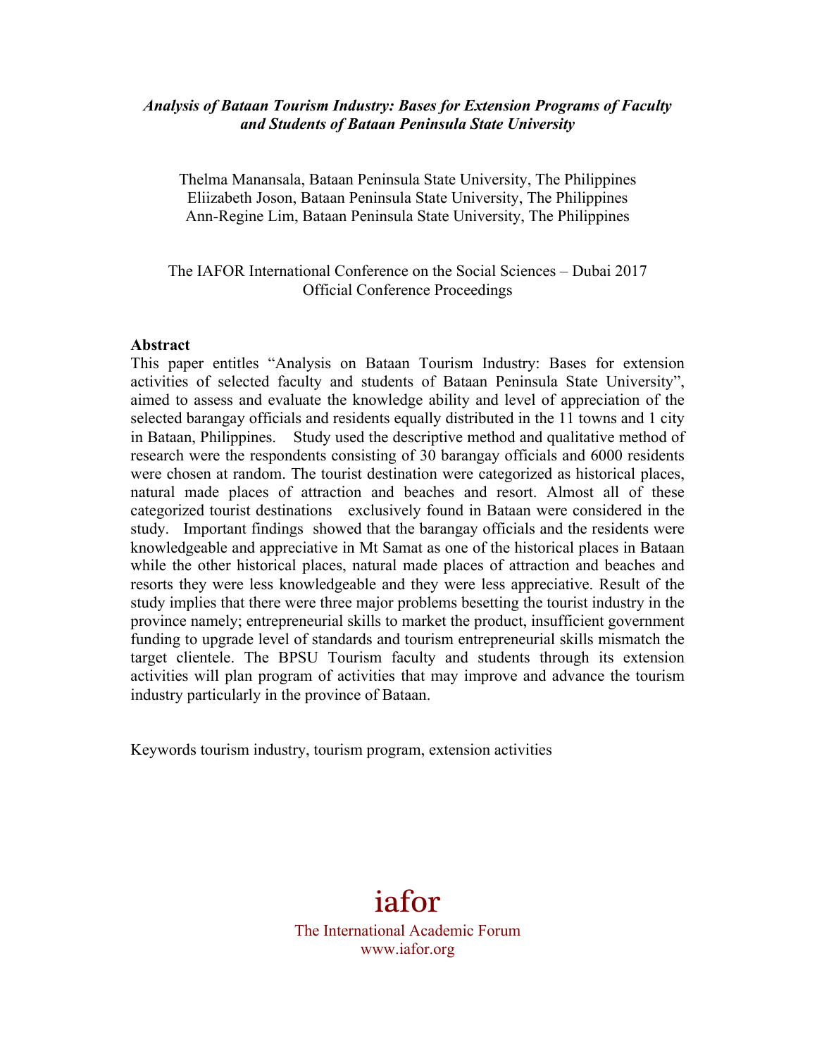***Analysis of Bataan Tourism Industry: Bases for Extension Programs of Faculty and Students of Bataan Peninsula State University***

Thelma Manansala, Bataan Peninsula State University, The Philippines
Eliizabeth Joson, Bataan Peninsula State University, The Philippines
Ann-Regine Lim, Bataan Peninsula State University, The Philippines

The IAFOR International Conference on the Social Sciences – Dubai 2017
Official Conference Proceedings

**Abstract**

This paper entitles "Analysis on Bataan Tourism Industry: Bases for extension activities of selected faculty and students of Bataan Peninsula State University", aimed to assess and evaluate the knowledge ability and level of appreciation of the selected barangay officials and residents equally distributed in the 11 towns and 1 city in Bataan, Philippines. Study used the descriptive method and qualitative method of research were the respondents consisting of 30 barangay officials and 6000 residents were chosen at random. The tourist destination were categorized as historical places, natural made places of attraction and beaches and resort. Almost all of these categorized tourist destinations exclusively found in Bataan were considered in the study. Important findings showed that the barangay officials and the residents were knowledgeable and appreciative in Mt Samat as one of the historical places in Bataan while the other historical places, natural made places of attraction and beaches and resorts they were less knowledgeable and they were less appreciative. Result of the study implies that there were three major problems besetting the tourist industry in the province namely; entrepreneurial skills to market the product, insufficient government funding to upgrade level of standards and tourism entrepreneurial skills mismatch the target clientele. The BPSU Tourism faculty and students through its extension activities will plan program of activities that may improve and advance the tourism industry particularly in the province of Bataan.

Keywords tourism industry, tourism program, extension activities

iafor
The International Academic Forum
www.iafor.org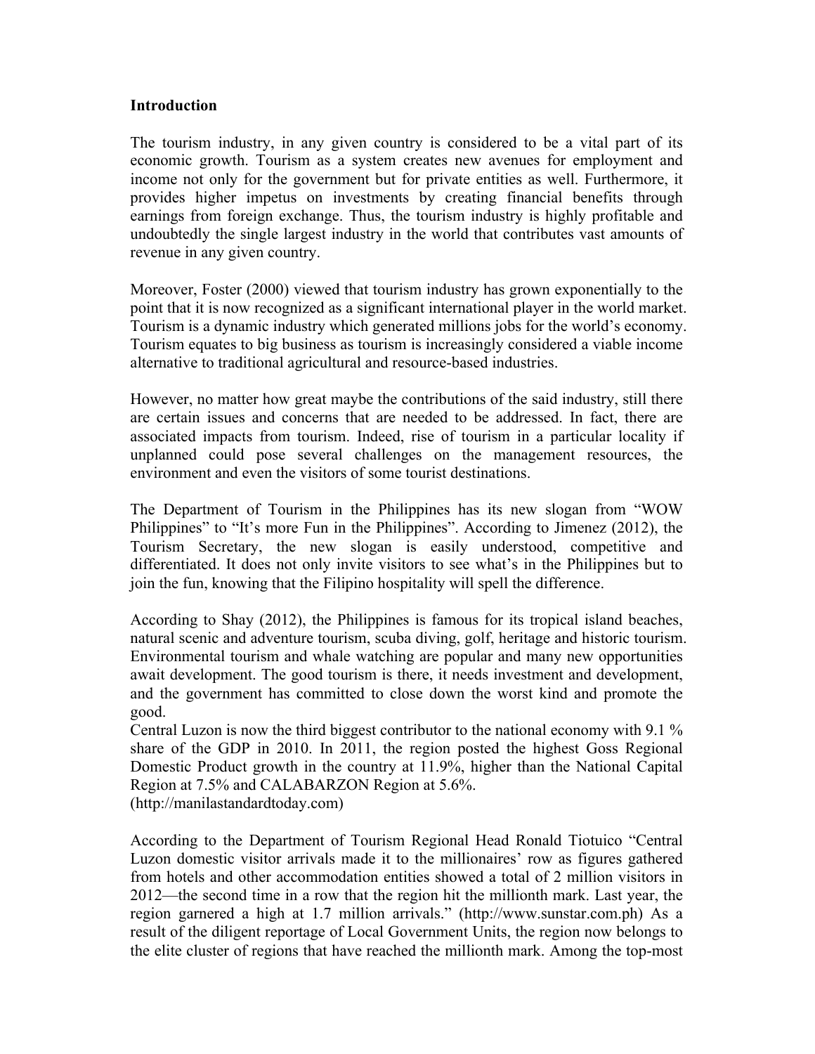**Introduction**

The tourism industry, in any given country is considered to be a vital part of its economic growth. Tourism as a system creates new avenues for employment and income not only for the government but for private entities as well. Furthermore, it provides higher impetus on investments by creating financial benefits through earnings from foreign exchange. Thus, the tourism industry is highly profitable and undoubtedly the single largest industry in the world that contributes vast amounts of revenue in any given country.

Moreover, Foster (2000) viewed that tourism industry has grown exponentially to the point that it is now recognized as a significant international player in the world market. Tourism is a dynamic industry which generated millions jobs for the world's economy. Tourism equates to big business as tourism is increasingly considered a viable income alternative to traditional agricultural and resource-based industries.

However, no matter how great maybe the contributions of the said industry, still there are certain issues and concerns that are needed to be addressed. In fact, there are associated impacts from tourism. Indeed, rise of tourism in a particular locality if unplanned could pose several challenges on the management resources, the environment and even the visitors of some tourist destinations.

The Department of Tourism in the Philippines has its new slogan from "WOW Philippines" to "It's more Fun in the Philippines". According to Jimenez (2012), the Tourism Secretary, the new slogan is easily understood, competitive and differentiated. It does not only invite visitors to see what's in the Philippines but to join the fun, knowing that the Filipino hospitality will spell the difference.

According to Shay (2012), the Philippines is famous for its tropical island beaches, natural scenic and adventure tourism, scuba diving, golf, heritage and historic tourism. Environmental tourism and whale watching are popular and many new opportunities await development. The good tourism is there, it needs investment and development, and the government has committed to close down the worst kind and promote the good.

Central Luzon is now the third biggest contributor to the national economy with 9.1 % share of the GDP in 2010. In 2011, the region posted the highest Goss Regional Domestic Product growth in the country at 11.9%, higher than the National Capital Region at 7.5% and CALABARZON Region at 5.6%.
(http://manilastandardtoday.com)

According to the Department of Tourism Regional Head Ronald Tiotuico "Central Luzon domestic visitor arrivals made it to the millionaires' row as figures gathered from hotels and other accommodation entities showed a total of 2 million visitors in 2012—the second time in a row that the region hit the millionth mark. Last year, the region garnered a high at 1.7 million arrivals." (http://www.sunstar.com.ph) As a result of the diligent reportage of Local Government Units, the region now belongs to the elite cluster of regions that have reached the millionth mark. Among the top-most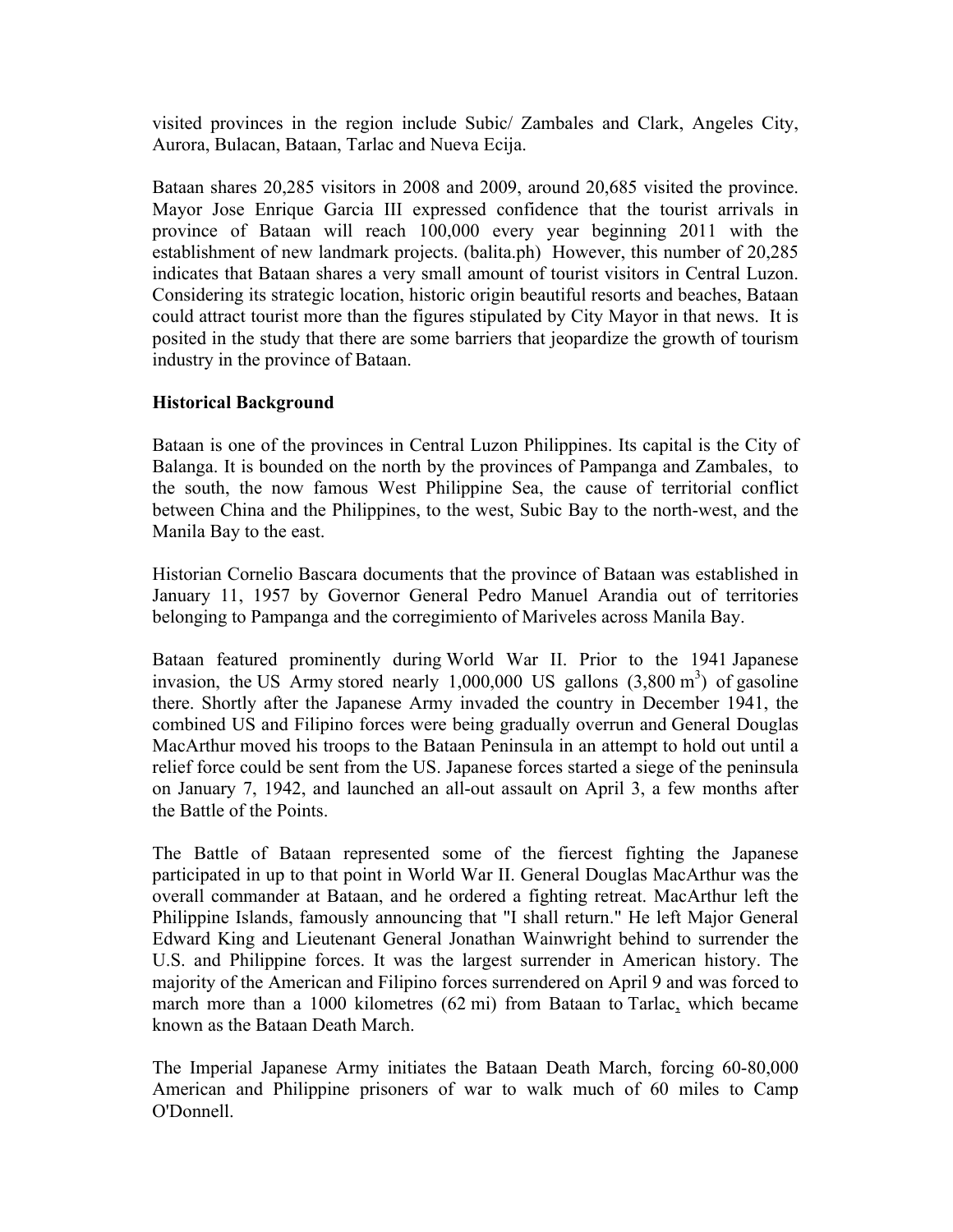visited provinces in the region include Subic/ Zambales and Clark, Angeles City, Aurora, Bulacan, Bataan, Tarlac and Nueva Ecija.

Bataan shares 20,285 visitors in 2008 and 2009, around 20,685 visited the province. Mayor Jose Enrique Garcia III expressed confidence that the tourist arrivals in province of Bataan will reach 100,000 every year beginning 2011 with the establishment of new landmark projects. (balita.ph) However, this number of 20,285 indicates that Bataan shares a very small amount of tourist visitors in Central Luzon. Considering its strategic location, historic origin beautiful resorts and beaches, Bataan could attract tourist more than the figures stipulated by City Mayor in that news. It is posited in the study that there are some barriers that jeopardize the growth of tourism industry in the province of Bataan.

**Historical Background**

Bataan is one of the provinces in Central Luzon Philippines. Its capital is the City of Balanga. It is bounded on the north by the provinces of Pampanga and Zambales, to the south, the now famous West Philippine Sea, the cause of territorial conflict between China and the Philippines, to the west, Subic Bay to the north-west, and the Manila Bay to the east.

Historian Cornelio Bascara documents that the province of Bataan was established in January 11, 1957 by Governor General Pedro Manuel Arandia out of territories belonging to Pampanga and the corregimiento of Mariveles across Manila Bay.

Bataan featured prominently during World War II. Prior to the 1941 Japanese invasion, the US Army stored nearly 1,000,000 US gallons (3,800 $m^3$) of gasoline there. Shortly after the Japanese Army invaded the country in December 1941, the combined US and Filipino forces were being gradually overrun and General Douglas MacArthur moved his troops to the Bataan Peninsula in an attempt to hold out until a relief force could be sent from the US. Japanese forces started a siege of the peninsula on January 7, 1942, and launched an all-out assault on April 3, a few months after the Battle of the Points.

The Battle of Bataan represented some of the fiercest fighting the Japanese participated in up to that point in World War II. General Douglas MacArthur was the overall commander at Bataan, and he ordered a fighting retreat. MacArthur left the Philippine Islands, famously announcing that "I shall return." He left Major General Edward King and Lieutenant General Jonathan Wainwright behind to surrender the U.S. and Philippine forces. It was the largest surrender in American history. The majority of the American and Filipino forces surrendered on April 9 and was forced to march more than a 1000 kilometres (62 mi) from Bataan to Tarlac, which became known as the Bataan Death March.

The Imperial Japanese Army initiates the Bataan Death March, forcing 60-80,000 American and Philippine prisoners of war to walk much of 60 miles to Camp O'Donnell.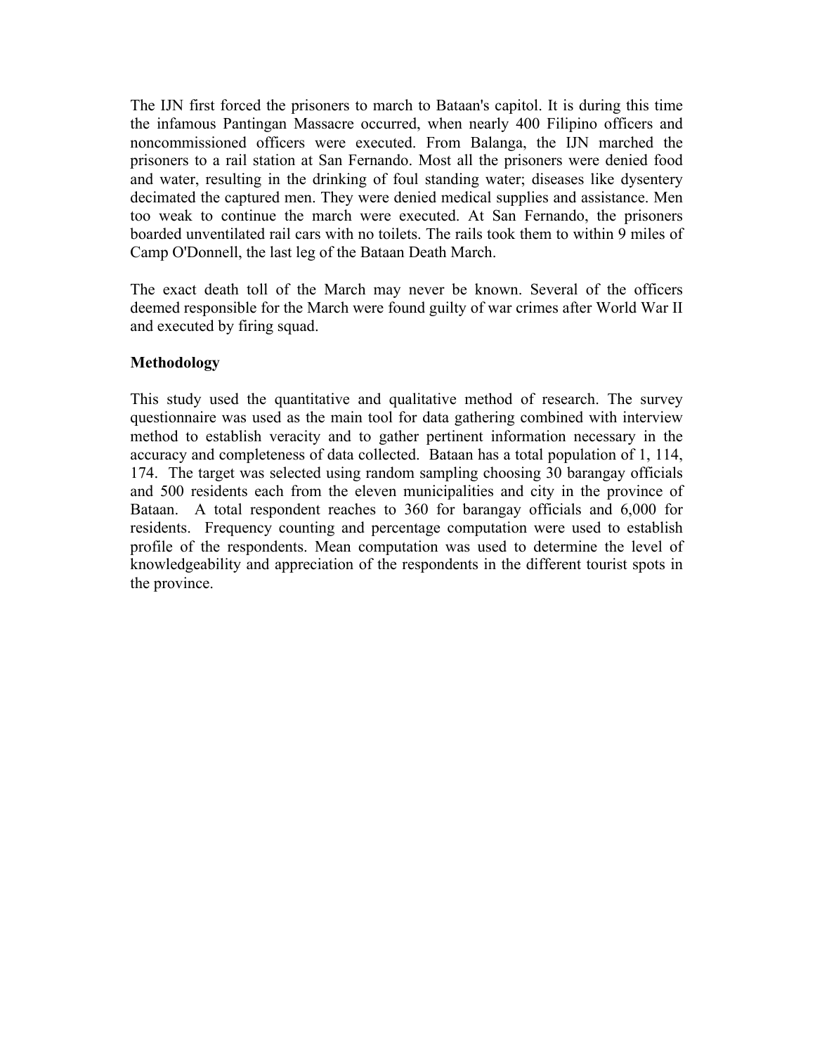The IJN first forced the prisoners to march to Bataan's capitol. It is during this time the infamous Pantingan Massacre occurred, when nearly 400 Filipino officers and noncommissioned officers were executed. From Balanga, the IJN marched the prisoners to a rail station at San Fernando. Most all the prisoners were denied food and water, resulting in the drinking of foul standing water; diseases like dysentery decimated the captured men. They were denied medical supplies and assistance. Men too weak to continue the march were executed. At San Fernando, the prisoners boarded unventilated rail cars with no toilets. The rails took them to within 9 miles of Camp O'Donnell, the last leg of the Bataan Death March.

The exact death toll of the March may never be known. Several of the officers deemed responsible for the March were found guilty of war crimes after World War II and executed by firing squad.

## Methodology

This study used the quantitative and qualitative method of research. The survey questionnaire was used as the main tool for data gathering combined with interview method to establish veracity and to gather pertinent information necessary in the accuracy and completeness of data collected. Bataan has a total population of 1, 114, 174. The target was selected using random sampling choosing 30 barangay officials and 500 residents each from the eleven municipalities and city in the province of Bataan. A total respondent reaches to 360 for barangay officials and 6,000 for residents. Frequency counting and percentage computation were used to establish profile of the respondents. Mean computation was used to determine the level of knowledgeability and appreciation of the respondents in the different tourist spots in the province.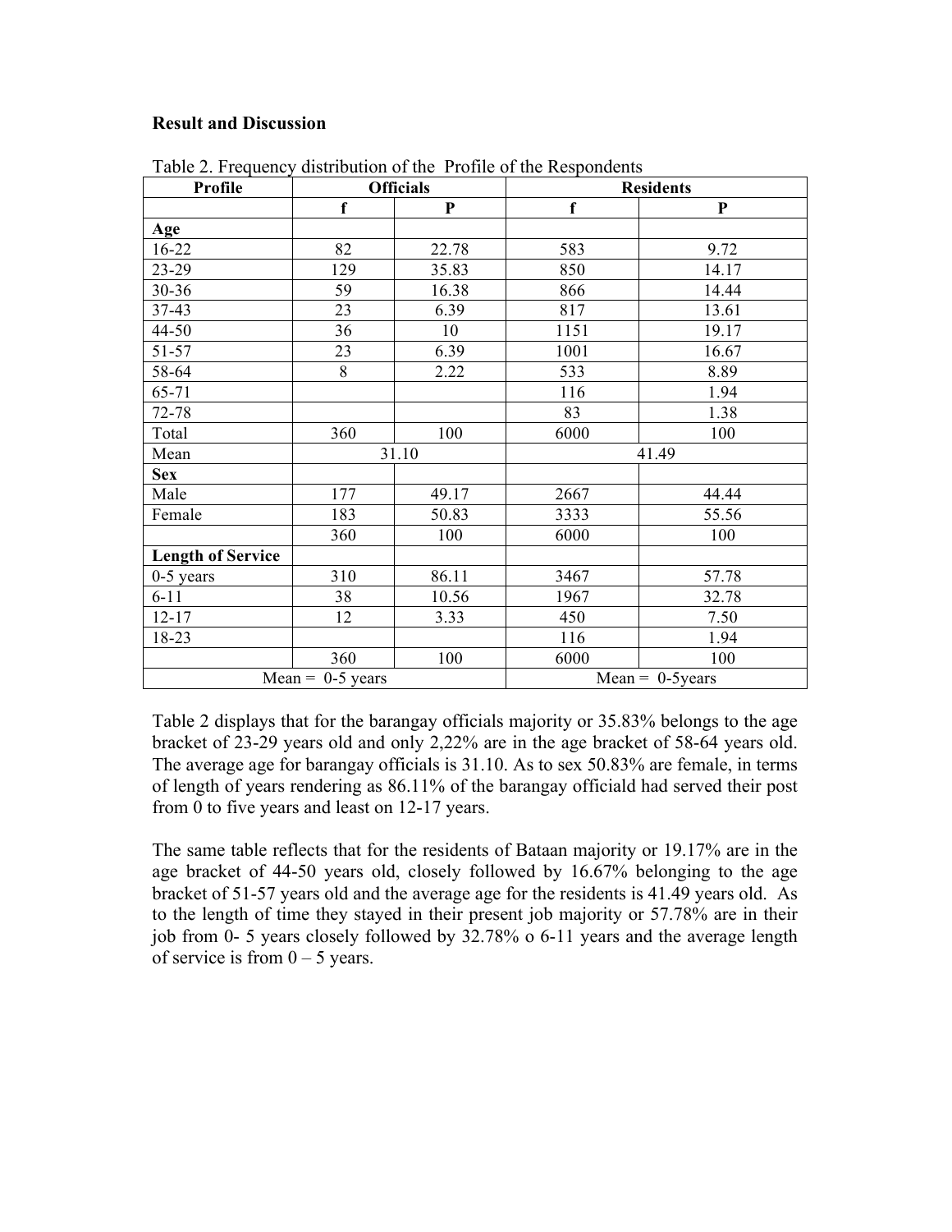**Result and Discussion**

Table 2. Frequency distribution of the Profile of the Respondents

| Profile | Officials | | Residents | |
|---|---|---|---|---|
| | f | P | f | P |
| **Age** | | | | |
| 16-22 | 82 | 22.78 | 583 | 9.72 |
| 23-29 | 129 | 35.83 | 850 | 14.17 |
| 30-36 | 59 | 16.38 | 866 | 14.44 |
| 37-43 | 23 | 6.39 | 817 | 13.61 |
| 44-50 | 36 | 10 | 1151 | 19.17 |
| 51-57 | 23 | 6.39 | 1001 | 16.67 |
| 58-64 | 8 | 2.22 | 533 | 8.89 |
| 65-71 | | | 116 | 1.94 |
| 72-78 | | | 83 | 1.38 |
| Total | 360 | 100 | 6000 | 100 |
| Mean | 31.10 | | 41.49 | |
| **Sex** | | | | |
| Male | 177 | 49.17 | 2667 | 44.44 |
| Female | 183 | 50.83 | 3333 | 55.56 |
| | 360 | 100 | 6000 | 100 |
| **Length of Service** | | | | |
| 0-5 years | 310 | 86.11 | 3467 | 57.78 |
| 6-11 | 38 | 10.56 | 1967 | 32.78 |
| 12-17 | 12 | 3.33 | 450 | 7.50 |
| 18-23 | | | 116 | 1.94 |
| | 360 | 100 | 6000 | 100 |
| Mean = 0-5 years | | | Mean = 0-5years | |

Table 2 displays that for the barangay officials majority or 35.83% belongs to the age bracket of 23-29 years old and only 2,22% are in the age bracket of 58-64 years old. The average age for barangay officials is 31.10. As to sex 50.83% are female, in terms of length of years rendering as 86.11% of the barangay officiald had served their post from 0 to five years and least on 12-17 years.

The same table reflects that for the residents of Bataan majority or 19.17% are in the age bracket of 44-50 years old, closely followed by 16.67% belonging to the age bracket of 51-57 years old and the average age for the residents is 41.49 years old. As to the length of time they stayed in their present job majority or 57.78% are in their job from 0- 5 years closely followed by 32.78% o 6-11 years and the average length of service is from 0 – 5 years.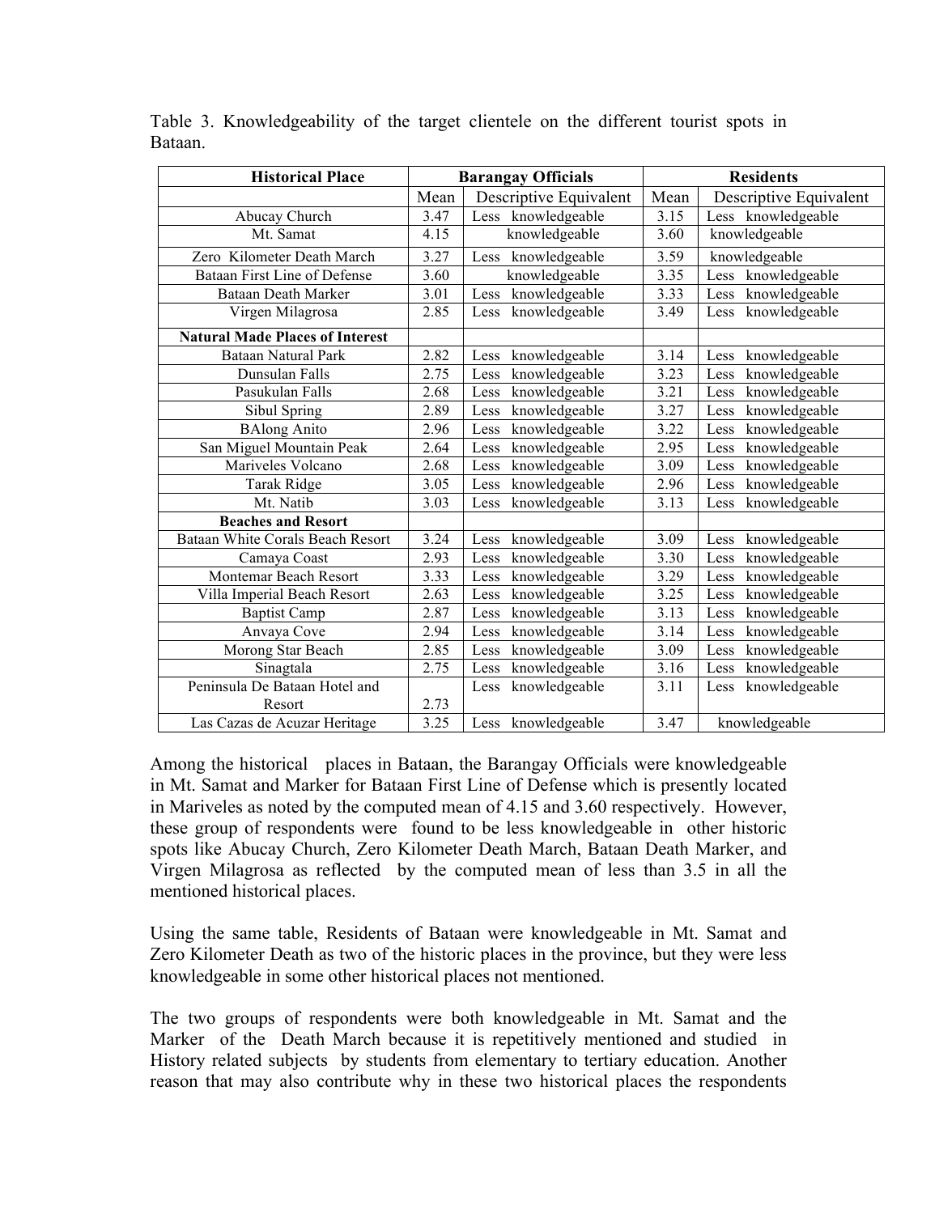Table 3. Knowledgeability of the target clientele on the different tourist spots in Bataan.

| Historical Place | Barangay Officials | | Residents | |
|---|---|---|---|---|
| | Mean | Descriptive Equivalent | Mean | Descriptive Equivalent |
| Abucay Church | 3.47 | Less knowledgeable | 3.15 | Less knowledgeable |
| Mt. Samat | 4.15 | knowledgeable | 3.60 | knowledgeable |
| Zero Kilometer Death March | 3.27 | Less knowledgeable | 3.59 | knowledgeable |
| Bataan First Line of Defense | 3.60 | knowledgeable | 3.35 | Less knowledgeable |
| Bataan Death Marker | 3.01 | Less knowledgeable | 3.33 | Less knowledgeable |
| Virgen Milagrosa | 2.85 | Less knowledgeable | 3.49 | Less knowledgeable |
| **Natural Made Places of Interest** | | | | |
| Bataan Natural Park | 2.82 | Less knowledgeable | 3.14 | Less knowledgeable |
| Dunsulan Falls | 2.75 | Less knowledgeable | 3.23 | Less knowledgeable |
| Pasukulan Falls | 2.68 | Less knowledgeable | 3.21 | Less knowledgeable |
| Sibul Spring | 2.89 | Less knowledgeable | 3.27 | Less knowledgeable |
| BAlong Anito | 2.96 | Less knowledgeable | 3.22 | Less knowledgeable |
| San Miguel Mountain Peak | 2.64 | Less knowledgeable | 2.95 | Less knowledgeable |
| Mariveles Volcano | 2.68 | Less knowledgeable | 3.09 | Less knowledgeable |
| Tarak Ridge | 3.05 | Less knowledgeable | 2.96 | Less knowledgeable |
| Mt. Natib | 3.03 | Less knowledgeable | 3.13 | Less knowledgeable |
| **Beaches and Resort** | | | | |
| Bataan White Corals Beach Resort | 3.24 | Less knowledgeable | 3.09 | Less knowledgeable |
| Camaya Coast | 2.93 | Less knowledgeable | 3.30 | Less knowledgeable |
| Montemar Beach Resort | 3.33 | Less knowledgeable | 3.29 | Less knowledgeable |
| Villa Imperial Beach Resort | 2.63 | Less knowledgeable | 3.25 | Less knowledgeable |
| Baptist Camp | 2.87 | Less knowledgeable | 3.13 | Less knowledgeable |
| Anvaya Cove | 2.94 | Less knowledgeable | 3.14 | Less knowledgeable |
| Morong Star Beach | 2.85 | Less knowledgeable | 3.09 | Less knowledgeable |
| Sinagtala | 2.75 | Less knowledgeable | 3.16 | Less knowledgeable |
| Peninsula De Bataan Hotel and Resort | 2.73 | Less knowledgeable | 3.11 | Less knowledgeable |
| Las Cazas de Acuzar Heritage | 3.25 | Less knowledgeable | 3.47 | knowledgeable |

Among the historical places in Bataan, the Barangay Officials were knowledgeable in Mt. Samat and Marker for Bataan First Line of Defense which is presently located in Mariveles as noted by the computed mean of 4.15 and 3.60 respectively. However, these group of respondents were found to be less knowledgeable in other historic spots like Abucay Church, Zero Kilometer Death March, Bataan Death Marker, and Virgen Milagrosa as reflected by the computed mean of less than 3.5 in all the mentioned historical places.

Using the same table, Residents of Bataan were knowledgeable in Mt. Samat and Zero Kilometer Death as two of the historic places in the province, but they were less knowledgeable in some other historical places not mentioned.

The two groups of respondents were both knowledgeable in Mt. Samat and the Marker of the Death March because it is repetitively mentioned and studied in History related subjects by students from elementary to tertiary education. Another reason that may also contribute why in these two historical places the respondents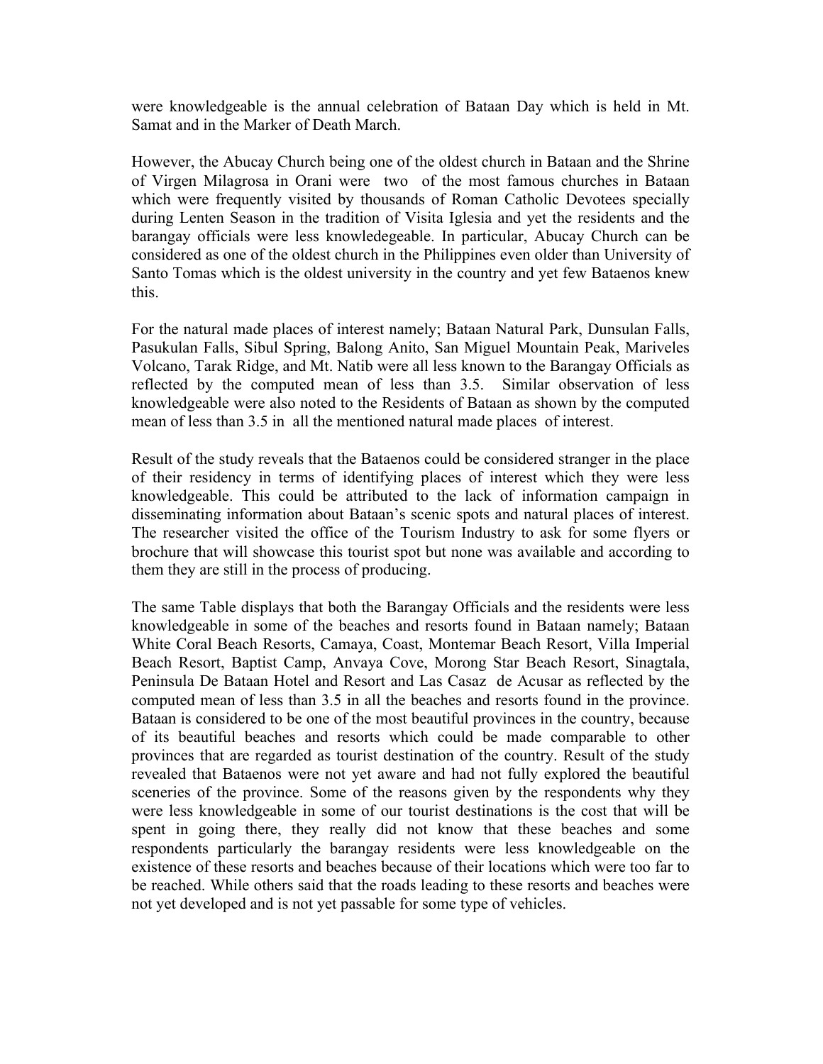were knowledgeable is the annual celebration of Bataan Day which is held in Mt. Samat and in the Marker of Death March.

However, the Abucay Church being one of the oldest church in Bataan and the Shrine of Virgen Milagrosa in Orani were two of the most famous churches in Bataan which were frequently visited by thousands of Roman Catholic Devotees specially during Lenten Season in the tradition of Visita Iglesia and yet the residents and the barangay officials were less knowledegeable. In particular, Abucay Church can be considered as one of the oldest church in the Philippines even older than University of Santo Tomas which is the oldest university in the country and yet few Bataenos knew this.

For the natural made places of interest namely; Bataan Natural Park, Dunsulan Falls, Pasukulan Falls, Sibul Spring, Balong Anito, San Miguel Mountain Peak, Mariveles Volcano, Tarak Ridge, and Mt. Natib were all less known to the Barangay Officials as reflected by the computed mean of less than 3.5. Similar observation of less knowledgeable were also noted to the Residents of Bataan as shown by the computed mean of less than 3.5 in all the mentioned natural made places of interest.

Result of the study reveals that the Bataenos could be considered stranger in the place of their residency in terms of identifying places of interest which they were less knowledgeable. This could be attributed to the lack of information campaign in disseminating information about Bataan's scenic spots and natural places of interest. The researcher visited the office of the Tourism Industry to ask for some flyers or brochure that will showcase this tourist spot but none was available and according to them they are still in the process of producing.

The same Table displays that both the Barangay Officials and the residents were less knowledgeable in some of the beaches and resorts found in Bataan namely; Bataan White Coral Beach Resorts, Camaya, Coast, Montemar Beach Resort, Villa Imperial Beach Resort, Baptist Camp, Anvaya Cove, Morong Star Beach Resort, Sinagtala, Peninsula De Bataan Hotel and Resort and Las Casaz de Acusar as reflected by the computed mean of less than 3.5 in all the beaches and resorts found in the province. Bataan is considered to be one of the most beautiful provinces in the country, because of its beautiful beaches and resorts which could be made comparable to other provinces that are regarded as tourist destination of the country. Result of the study revealed that Bataenos were not yet aware and had not fully explored the beautiful sceneries of the province. Some of the reasons given by the respondents why they were less knowledgeable in some of our tourist destinations is the cost that will be spent in going there, they really did not know that these beaches and some respondents particularly the barangay residents were less knowledgeable on the existence of these resorts and beaches because of their locations which were too far to be reached. While others said that the roads leading to these resorts and beaches were not yet developed and is not yet passable for some type of vehicles.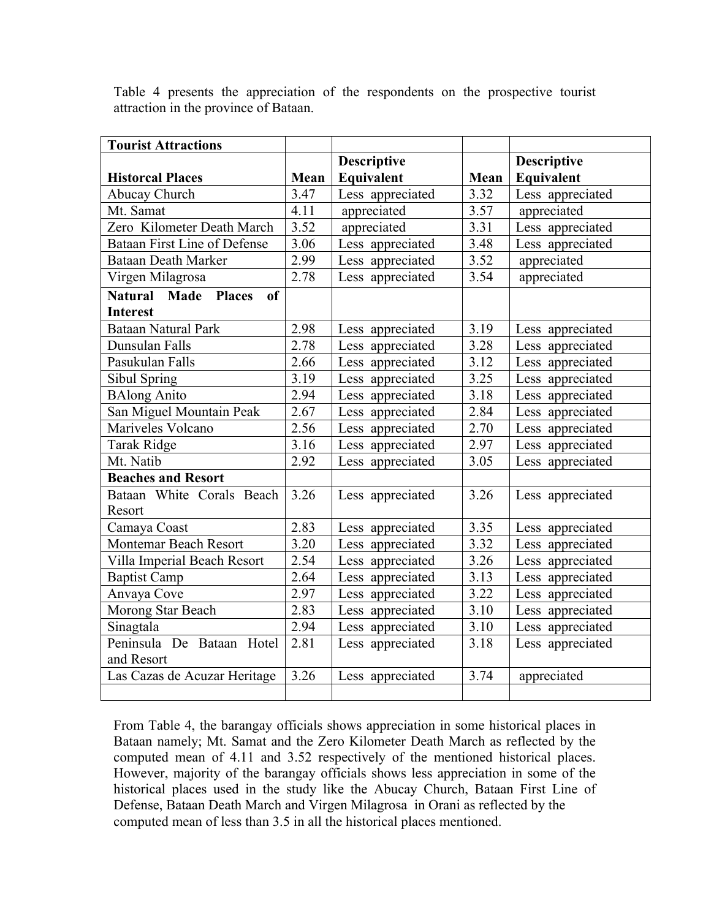Table 4 presents the appreciation of the respondents on the prospective tourist attraction in the province of Bataan.

| Tourist Attractions | | | | |
|---|---|---|---|---|
| **Historcal Places** | **Mean** | **Descriptive Equivalent** | **Mean** | **Descriptive Equivalent** |
| Abucay Church | 3.47 | Less appreciated | 3.32 | Less appreciated |
| Mt. Samat | 4.11 | appreciated | 3.57 | appreciated |
| Zero Kilometer Death March | 3.52 | appreciated | 3.31 | Less appreciated |
| Bataan First Line of Defense | 3.06 | Less appreciated | 3.48 | Less appreciated |
| Bataan Death Marker | 2.99 | Less appreciated | 3.52 | appreciated |
| Virgen Milagrosa | 2.78 | Less appreciated | 3.54 | appreciated |
| **Natural Made Places of Interest** | | | | |
| Bataan Natural Park | 2.98 | Less appreciated | 3.19 | Less appreciated |
| Dunsulan Falls | 2.78 | Less appreciated | 3.28 | Less appreciated |
| Pasukulan Falls | 2.66 | Less appreciated | 3.12 | Less appreciated |
| Sibul Spring | 3.19 | Less appreciated | 3.25 | Less appreciated |
| BAlong Anito | 2.94 | Less appreciated | 3.18 | Less appreciated |
| San Miguel Mountain Peak | 2.67 | Less appreciated | 2.84 | Less appreciated |
| Mariveles Volcano | 2.56 | Less appreciated | 2.70 | Less appreciated |
| Tarak Ridge | 3.16 | Less appreciated | 2.97 | Less appreciated |
| Mt. Natib | 2.92 | Less appreciated | 3.05 | Less appreciated |
| **Beaches and Resort** | | | | |
| Bataan White Corals Beach Resort | 3.26 | Less appreciated | 3.26 | Less appreciated |
| Camaya Coast | 2.83 | Less appreciated | 3.35 | Less appreciated |
| Montemar Beach Resort | 3.20 | Less appreciated | 3.32 | Less appreciated |
| Villa Imperial Beach Resort | 2.54 | Less appreciated | 3.26 | Less appreciated |
| Baptist Camp | 2.64 | Less appreciated | 3.13 | Less appreciated |
| Anvaya Cove | 2.97 | Less appreciated | 3.22 | Less appreciated |
| Morong Star Beach | 2.83 | Less appreciated | 3.10 | Less appreciated |
| Sinagtala | 2.94 | Less appreciated | 3.10 | Less appreciated |
| Peninsula De Bataan Hotel and Resort | 2.81 | Less appreciated | 3.18 | Less appreciated |
| Las Cazas de Acuzar Heritage | 3.26 | Less appreciated | 3.74 | appreciated |
| | | | | |

From Table 4, the barangay officials shows appreciation in some historical places in Bataan namely; Mt. Samat and the Zero Kilometer Death March as reflected by the computed mean of 4.11 and 3.52 respectively of the mentioned historical places. However, majority of the barangay officials shows less appreciation in some of the historical places used in the study like the Abucay Church, Bataan First Line of Defense, Bataan Death March and Virgen Milagrosa in Orani as reflected by the computed mean of less than 3.5 in all the historical places mentioned.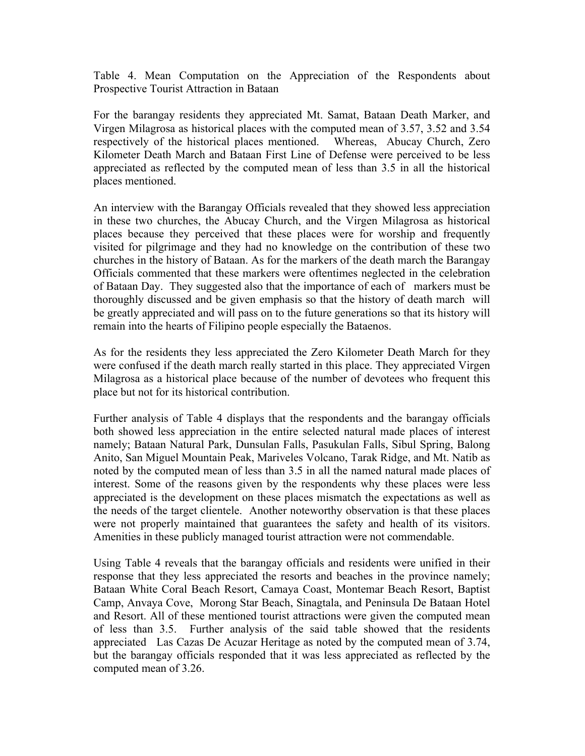Table 4. Mean Computation on the Appreciation of the Respondents about Prospective Tourist Attraction in Bataan

For the barangay residents they appreciated Mt. Samat, Bataan Death Marker, and Virgen Milagrosa as historical places with the computed mean of 3.57, 3.52 and 3.54 respectively of the historical places mentioned. Whereas, Abucay Church, Zero Kilometer Death March and Bataan First Line of Defense were perceived to be less appreciated as reflected by the computed mean of less than 3.5 in all the historical places mentioned.

An interview with the Barangay Officials revealed that they showed less appreciation in these two churches, the Abucay Church, and the Virgen Milagrosa as historical places because they perceived that these places were for worship and frequently visited for pilgrimage and they had no knowledge on the contribution of these two churches in the history of Bataan. As for the markers of the death march the Barangay Officials commented that these markers were oftentimes neglected in the celebration of Bataan Day. They suggested also that the importance of each of markers must be thoroughly discussed and be given emphasis so that the history of death march will be greatly appreciated and will pass on to the future generations so that its history will remain into the hearts of Filipino people especially the Bataenos.

As for the residents they less appreciated the Zero Kilometer Death March for they were confused if the death march really started in this place. They appreciated Virgen Milagrosa as a historical place because of the number of devotees who frequent this place but not for its historical contribution.

Further analysis of Table 4 displays that the respondents and the barangay officials both showed less appreciation in the entire selected natural made places of interest namely; Bataan Natural Park, Dunsulan Falls, Pasukulan Falls, Sibul Spring, Balong Anito, San Miguel Mountain Peak, Mariveles Volcano, Tarak Ridge, and Mt. Natib as noted by the computed mean of less than 3.5 in all the named natural made places of interest. Some of the reasons given by the respondents why these places were less appreciated is the development on these places mismatch the expectations as well as the needs of the target clientele. Another noteworthy observation is that these places were not properly maintained that guarantees the safety and health of its visitors. Amenities in these publicly managed tourist attraction were not commendable.

Using Table 4 reveals that the barangay officials and residents were unified in their response that they less appreciated the resorts and beaches in the province namely; Bataan White Coral Beach Resort, Camaya Coast, Montemar Beach Resort, Baptist Camp, Anvaya Cove, Morong Star Beach, Sinagtala, and Peninsula De Bataan Hotel and Resort. All of these mentioned tourist attractions were given the computed mean of less than 3.5. Further analysis of the said table showed that the residents appreciated Las Cazas De Acuzar Heritage as noted by the computed mean of 3.74, but the barangay officials responded that it was less appreciated as reflected by the computed mean of 3.26.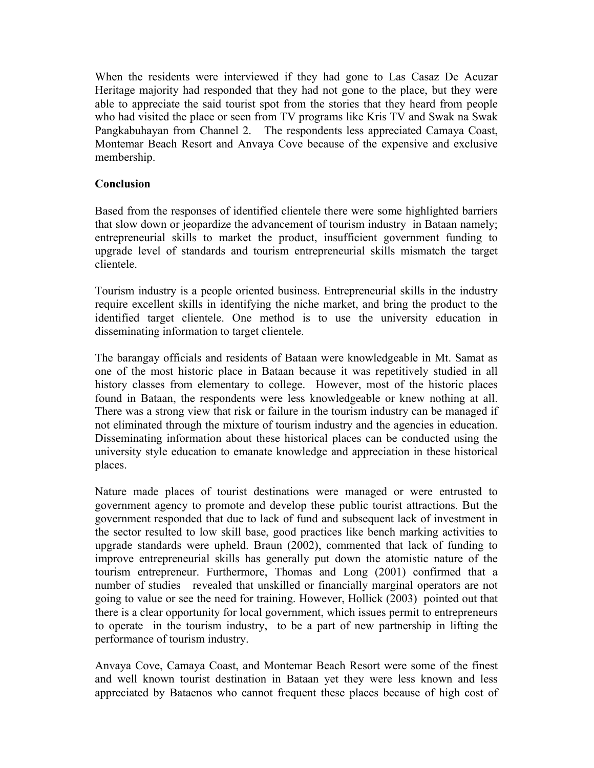When the residents were interviewed if they had gone to Las Casaz De Acuzar Heritage majority had responded that they had not gone to the place, but they were able to appreciate the said tourist spot from the stories that they heard from people who had visited the place or seen from TV programs like Kris TV and Swak na Swak Pangkabuhayan from Channel 2. The respondents less appreciated Camaya Coast, Montemar Beach Resort and Anvaya Cove because of the expensive and exclusive membership.

**Conclusion**

Based from the responses of identified clientele there were some highlighted barriers that slow down or jeopardize the advancement of tourism industry in Bataan namely; entrepreneurial skills to market the product, insufficient government funding to upgrade level of standards and tourism entrepreneurial skills mismatch the target clientele.

Tourism industry is a people oriented business. Entrepreneurial skills in the industry require excellent skills in identifying the niche market, and bring the product to the identified target clientele. One method is to use the university education in disseminating information to target clientele.

The barangay officials and residents of Bataan were knowledgeable in Mt. Samat as one of the most historic place in Bataan because it was repetitively studied in all history classes from elementary to college. However, most of the historic places found in Bataan, the respondents were less knowledgeable or knew nothing at all. There was a strong view that risk or failure in the tourism industry can be managed if not eliminated through the mixture of tourism industry and the agencies in education. Disseminating information about these historical places can be conducted using the university style education to emanate knowledge and appreciation in these historical places.

Nature made places of tourist destinations were managed or were entrusted to government agency to promote and develop these public tourist attractions. But the government responded that due to lack of fund and subsequent lack of investment in the sector resulted to low skill base, good practices like bench marking activities to upgrade standards were upheld. Braun (2002), commented that lack of funding to improve entrepreneurial skills has generally put down the atomistic nature of the tourism entrepreneur. Furthermore, Thomas and Long (2001) confirmed that a number of studies revealed that unskilled or financially marginal operators are not going to value or see the need for training. However, Hollick (2003) pointed out that there is a clear opportunity for local government, which issues permit to entrepreneurs to operate in the tourism industry, to be a part of new partnership in lifting the performance of tourism industry.

Anvaya Cove, Camaya Coast, and Montemar Beach Resort were some of the finest and well known tourist destination in Bataan yet they were less known and less appreciated by Bataenos who cannot frequent these places because of high cost of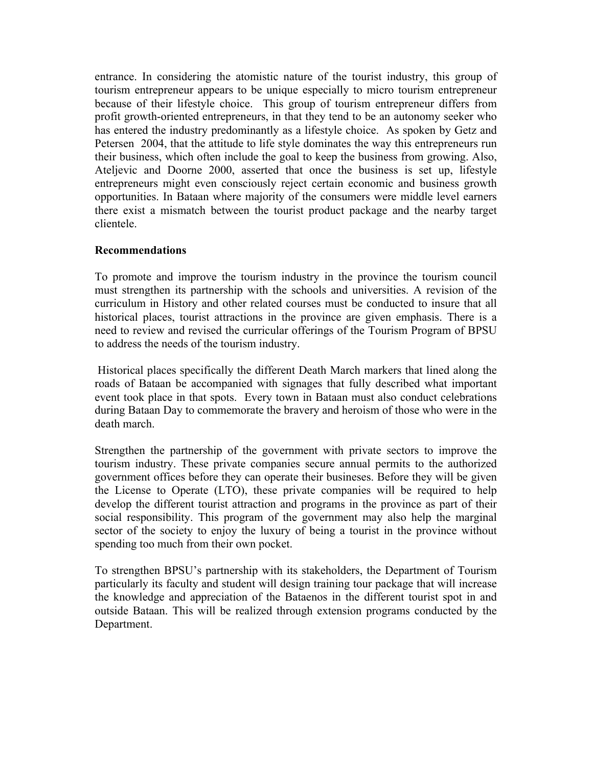entrance. In considering the atomistic nature of the tourist industry, this group of tourism entrepreneur appears to be unique especially to micro tourism entrepreneur because of their lifestyle choice. This group of tourism entrepreneur differs from profit growth-oriented entrepreneurs, in that they tend to be an autonomy seeker who has entered the industry predominantly as a lifestyle choice. As spoken by Getz and Petersen 2004, that the attitude to life style dominates the way this entrepreneurs run their business, which often include the goal to keep the business from growing. Also, Ateljevic and Doorne 2000, asserted that once the business is set up, lifestyle entrepreneurs might even consciously reject certain economic and business growth opportunities. In Bataan where majority of the consumers were middle level earners there exist a mismatch between the tourist product package and the nearby target clientele.

**Recommendations**

To promote and improve the tourism industry in the province the tourism council must strengthen its partnership with the schools and universities. A revision of the curriculum in History and other related courses must be conducted to insure that all historical places, tourist attractions in the province are given emphasis. There is a need to review and revised the curricular offerings of the Tourism Program of BPSU to address the needs of the tourism industry.

Historical places specifically the different Death March markers that lined along the roads of Bataan be accompanied with signages that fully described what important event took place in that spots. Every town in Bataan must also conduct celebrations during Bataan Day to commemorate the bravery and heroism of those who were in the death march.

Strengthen the partnership of the government with private sectors to improve the tourism industry. These private companies secure annual permits to the authorized government offices before they can operate their businesses. Before they will be given the License to Operate (LTO), these private companies will be required to help develop the different tourist attraction and programs in the province as part of their social responsibility. This program of the government may also help the marginal sector of the society to enjoy the luxury of being a tourist in the province without spending too much from their own pocket.

To strengthen BPSU's partnership with its stakeholders, the Department of Tourism particularly its faculty and student will design training tour package that will increase the knowledge and appreciation of the Bataenos in the different tourist spot in and outside Bataan. This will be realized through extension programs conducted by the Department.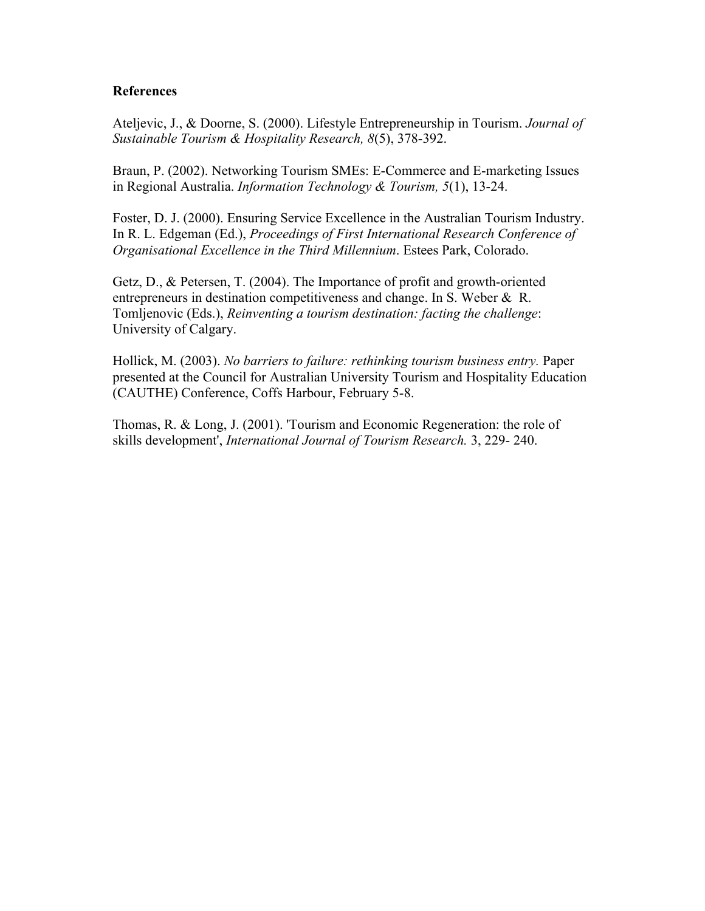## References

Ateljevic, J., & Doorne, S. (2000). Lifestyle Entrepreneurship in Tourism. *Journal of Sustainable Tourism & Hospitality Research, 8*(5), 378-392.

Braun, P. (2002). Networking Tourism SMEs: E-Commerce and E-marketing Issues in Regional Australia. *Information Technology & Tourism, 5*(1), 13-24.

Foster, D. J. (2000). Ensuring Service Excellence in the Australian Tourism Industry. In R. L. Edgeman (Ed.), *Proceedings of First International Research Conference of Organisational Excellence in the Third Millennium*. Estees Park, Colorado.

Getz, D., & Petersen, T. (2004). The Importance of profit and growth-oriented entrepreneurs in destination competitiveness and change. In S. Weber & R. Tomljenovic (Eds.), *Reinventing a tourism destination: facting the challenge*: University of Calgary.

Hollick, M. (2003). *No barriers to failure: rethinking tourism business entry.* Paper presented at the Council for Australian University Tourism and Hospitality Education (CAUTHE) Conference, Coffs Harbour, February 5-8.

Thomas, R. & Long, J. (2001). 'Tourism and Economic Regeneration: the role of skills development', *International Journal of Tourism Research.* 3, 229- 240.